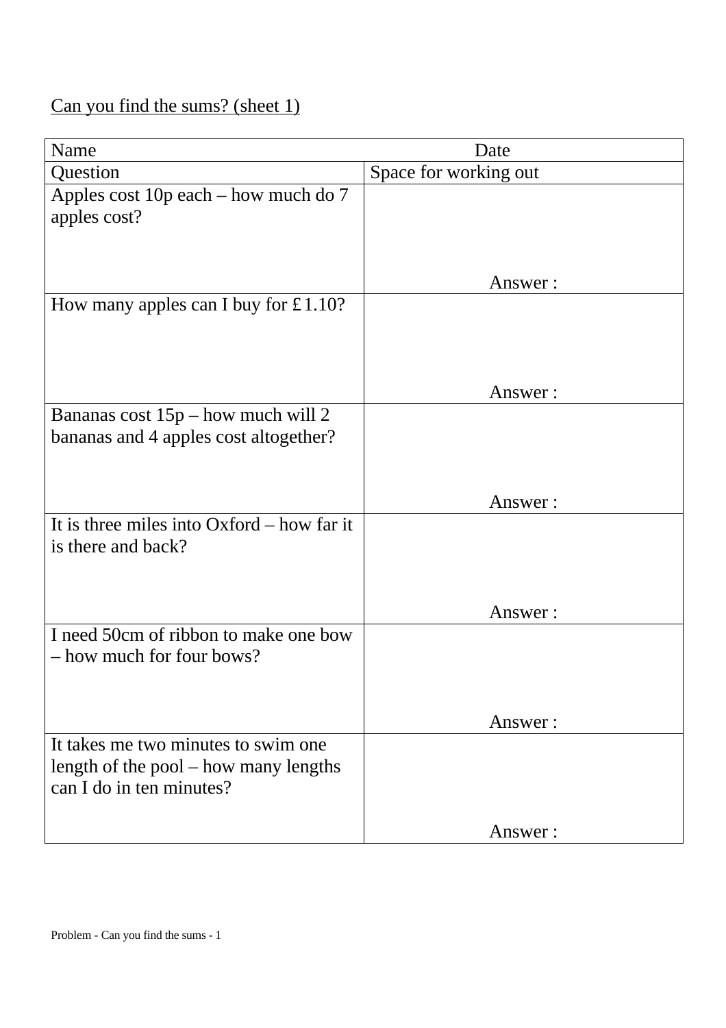Can you find the sums? (sheet 1)

| Name | Date |
|---|---|
| Question | Space for working out |
| Apples cost 10p each – how much do 7 apples cost? | Answer : |
| How many apples can I buy for £1.10? | Answer : |
| Bananas cost 15p – how much will 2 bananas and 4 apples cost altogether? | Answer : |
| It is three miles into Oxford – how far it is there and back? | Answer : |
| I need 50cm of ribbon to make one bow – how much for four bows? | Answer : |
| It takes me two minutes to swim one length of the pool – how many lengths can I do in ten minutes? | Answer : |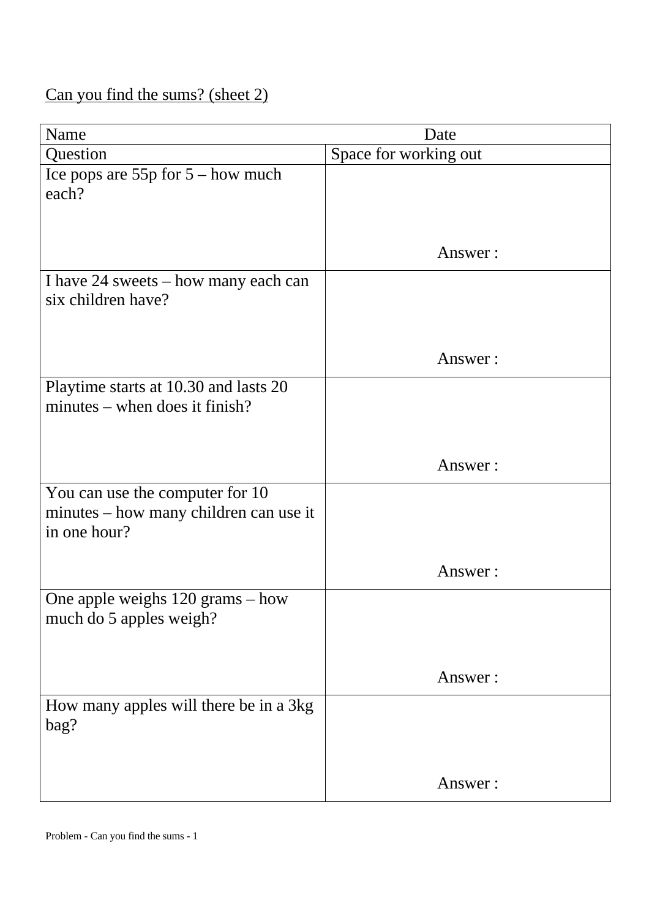<u>Can you find the sums? (sheet 2)</u>

| Name | Date |
| --- | --- |
| Question | Space for working out |
| Ice pops are 55p for 5 – how much each? | Answer : |
| I have 24 sweets – how many each can six children have? | Answer : |
| Playtime starts at 10.30 and lasts 20 minutes – when does it finish? | Answer : |
| You can use the computer for 10 minutes – how many children can use it in one hour? | Answer : |
| One apple weighs 120 grams – how much do 5 apples weigh? | Answer : |
| How many apples will there be in a 3kg bag? | Answer : |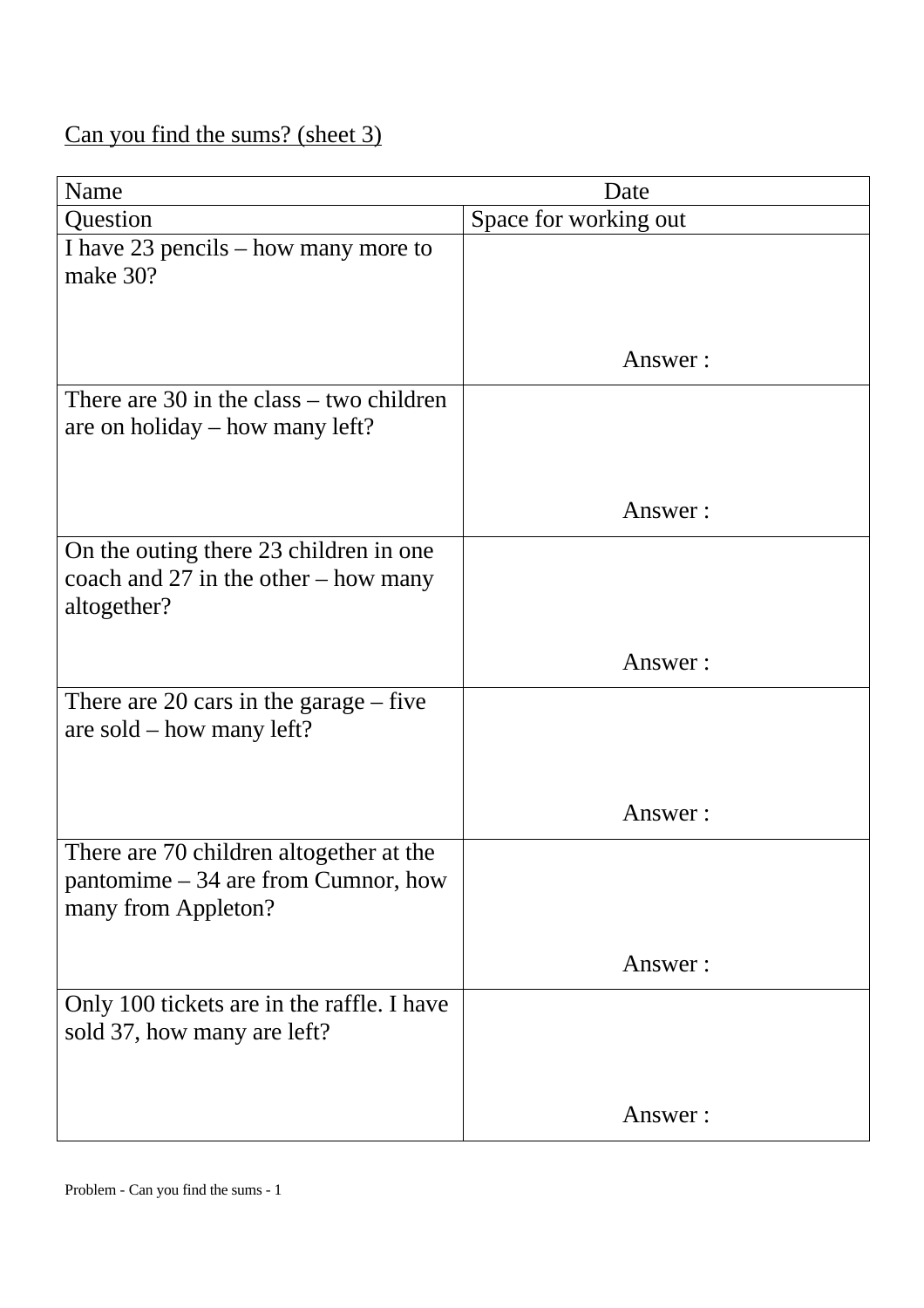<u>Can you find the sums? (sheet 3)</u>

| Name | Date |
|---|---|
| Question | Space for working out |
| I have 23 pencils – how many more to make 30? | Answer : |
| There are 30 in the class – two children are on holiday – how many left? | Answer : |
| On the outing there 23 children in one coach and 27 in the other – how many altogether? | Answer : |
| There are 20 cars in the garage – five are sold – how many left? | Answer : |
| There are 70 children altogether at the pantomime – 34 are from Cumnor, how many from Appleton? | Answer : |
| Only 100 tickets are in the raffle. I have sold 37, how many are left? | Answer : |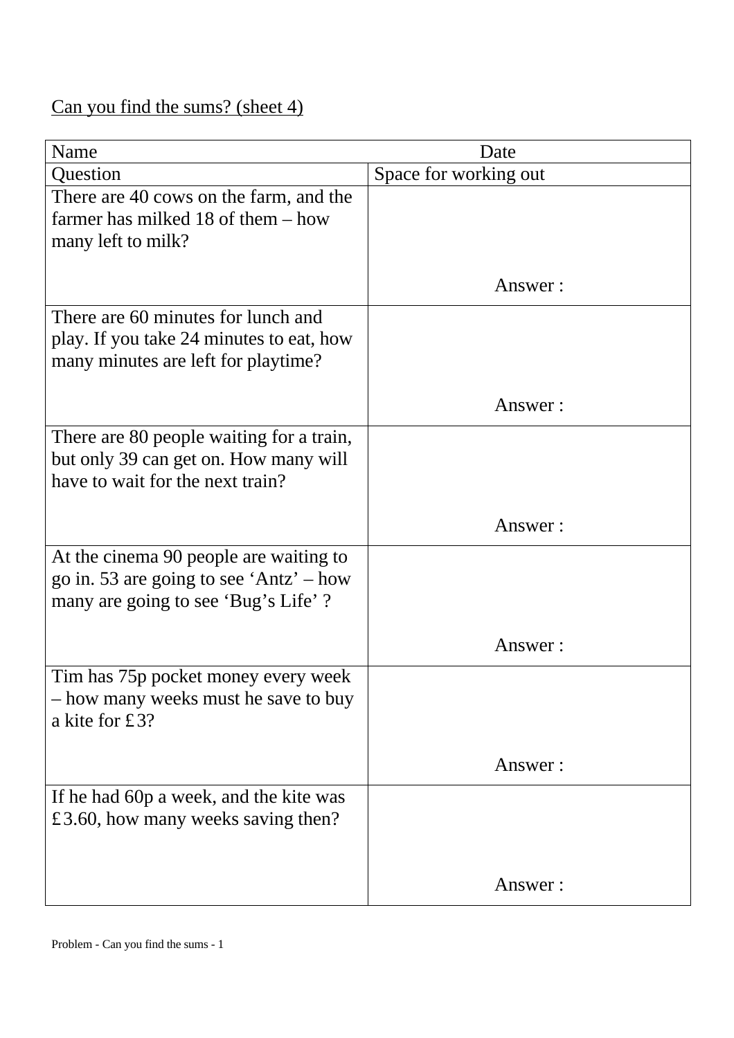Can you find the sums? (sheet 4)

| Name | Date |
|---|---|
| Question | Space for working out |
| There are 40 cows on the farm, and the farmer has milked 18 of them – how many left to milk? | Answer : |
| There are 60 minutes for lunch and play. If you take 24 minutes to eat, how many minutes are left for playtime? | Answer : |
| There are 80 people waiting for a train, but only 39 can get on. How many will have to wait for the next train? | Answer : |
| At the cinema 90 people are waiting to go in. 53 are going to see 'Antz' – how many are going to see 'Bug's Life' ? | Answer : |
| Tim has 75p pocket money every week – how many weeks must he save to buy a kite for £3? | Answer : |
| If he had 60p a week, and the kite was £3.60, how many weeks saving then? | Answer : |

Problem - Can you find the sums - 1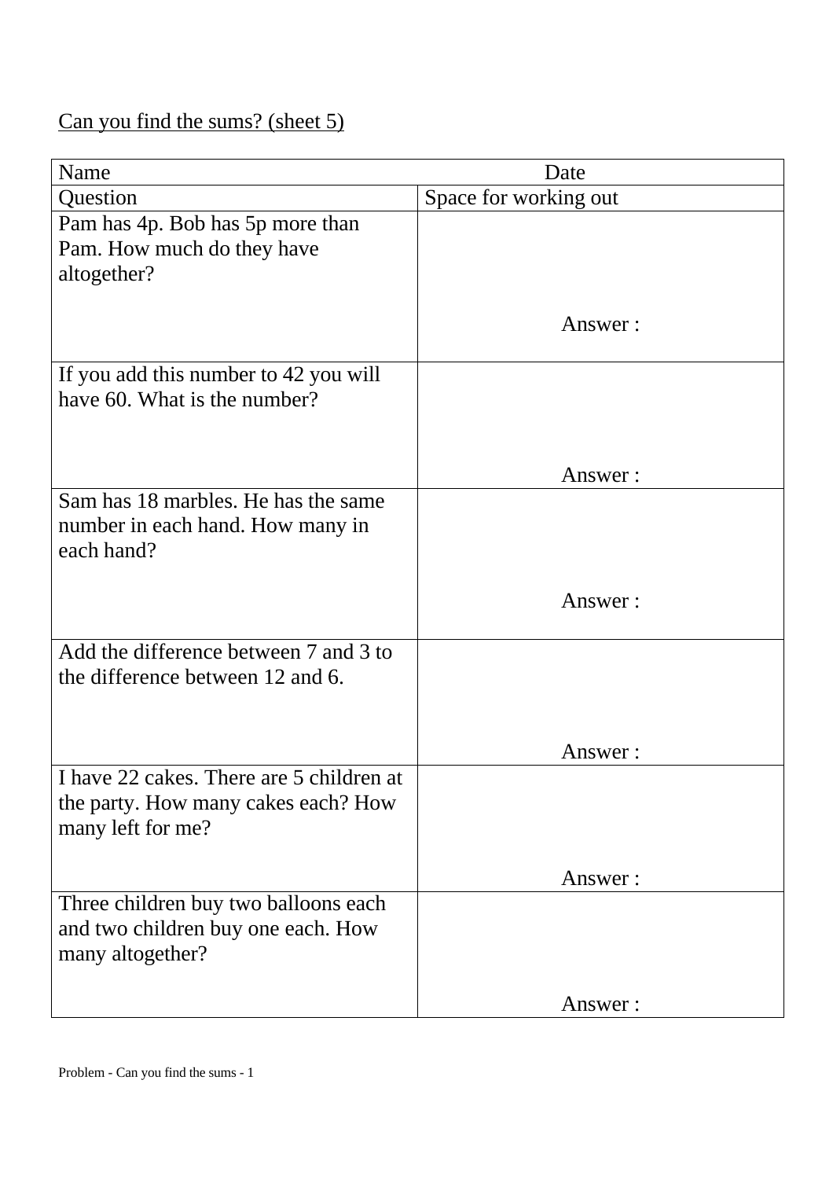Can you find the sums? (sheet 5)

| Name | Date |
|---|---|
| Question | Space for working out |
| Pam has 4p. Bob has 5p more than Pam. How much do they have altogether? | Answer : |
| If you add this number to 42 you will have 60. What is the number? | Answer : |
| Sam has 18 marbles. He has the same number in each hand. How many in each hand? | Answer : |
| Add the difference between 7 and 3 to the difference between 12 and 6. | Answer : |
| I have 22 cakes. There are 5 children at the party. How many cakes each? How many left for me? | Answer : |
| Three children buy two balloons each and two children buy one each. How many altogether? | Answer : |

Problem - Can you find the sums - 1